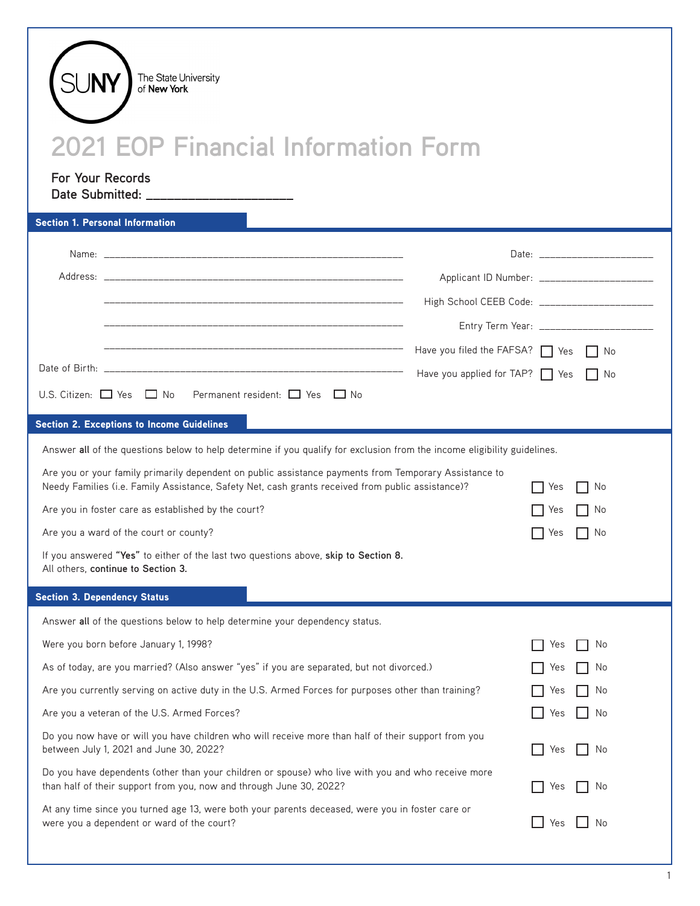SUNY The State University of New York

# 2021 EOP Financial Information Form

**For Your Records**
**Date Submitted: ____________________**

## Section 1. Personal Information

Name: ______________________________________________

Address: ______________________________________________

______________________________________________

______________________________________________

______________________________________________

Date of Birth: ______________________________________________

U.S. Citizen: ☐ Yes ☐ No Permanent resident: ☐ Yes ☐ No

Date: ____________________

Applicant ID Number: ____________________

High School CEEB Code: ____________________

Entry Term Year: ____________________

Have you filed the FAFSA? ☐ Yes ☐ No

Have you applied for TAP? ☐ Yes ☐ No

## Section 2. Exceptions to Income Guidelines

Answer **all** of the questions below to help determine if you qualify for exclusion from the income eligibility guidelines.

Are you or your family primarily dependent on public assistance payments from Temporary Assistance to Needy Families (i.e. Family Assistance, Safety Net, cash grants received from public assistance)? ☐ Yes ☐ No

Are you in foster care as established by the court? ☐ Yes ☐ No

Are you a ward of the court or county? ☐ Yes ☐ No

If you answered **"Yes"** to either of the last two questions above, **skip to Section 8.**
All others, **continue to Section 3.**

## Section 3. Dependency Status

Answer **all** of the questions below to help determine your dependency status.

Were you born before January 1, 1998? ☐ Yes ☐ No

As of today, are you married? (Also answer "yes" if you are separated, but not divorced.) ☐ Yes ☐ No

Are you currently serving on active duty in the U.S. Armed Forces for purposes other than training? ☐ Yes ☐ No

Are you a veteran of the U.S. Armed Forces? ☐ Yes ☐ No

Do you now have or will you have children who will receive more than half of their support from you between July 1, 2021 and June 30, 2022? ☐ Yes ☐ No

Do you have dependents (other than your children or spouse) who live with you and who receive more than half of their support from you, now and through June 30, 2022? ☐ Yes ☐ No

At any time since you turned age 13, were both your parents deceased, were you in foster care or were you a dependent or ward of the court? ☐ Yes ☐ No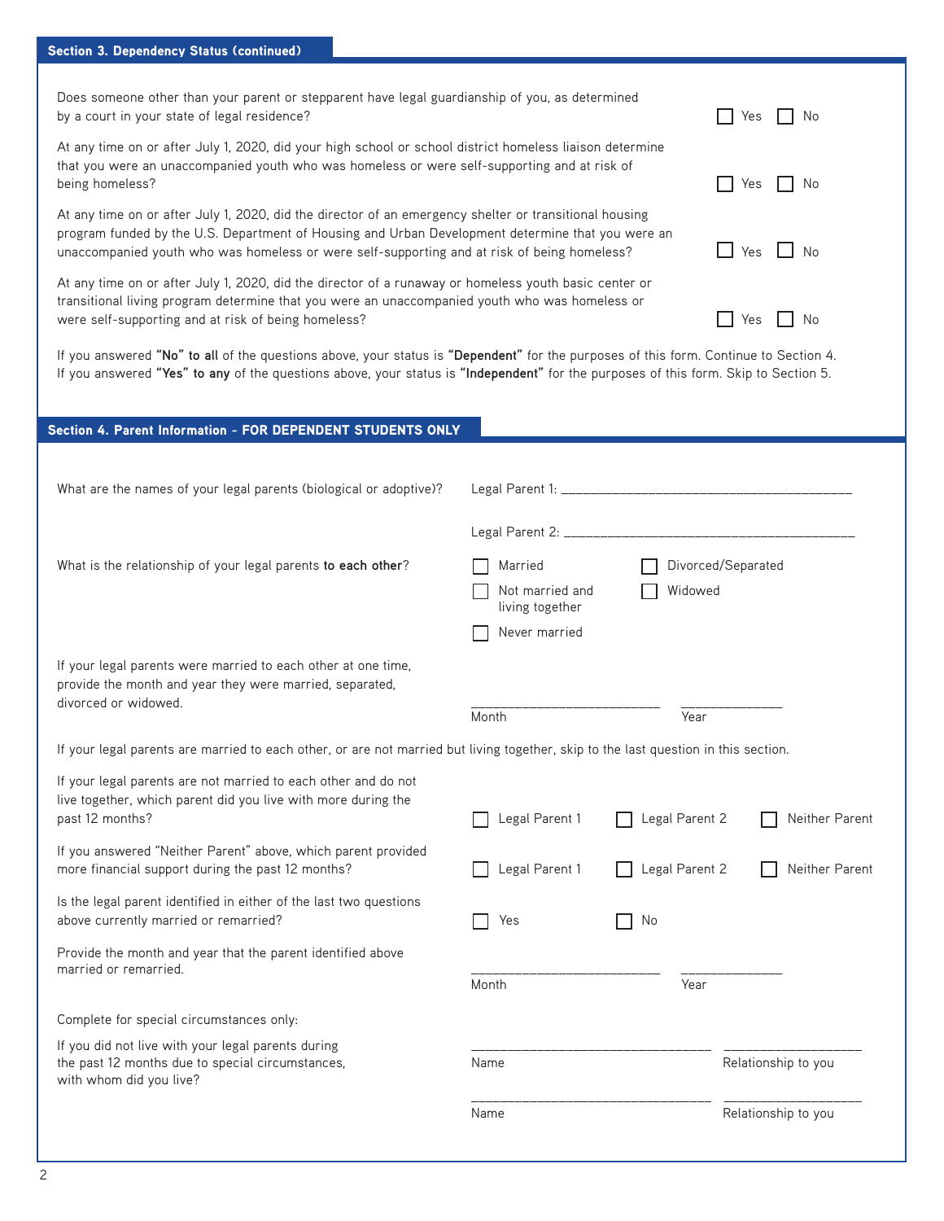## Section 3. Dependency Status (continued)

Does someone other than your parent or stepparent have legal guardianship of you, as determined by a court in your state of legal residence? ☐ Yes ☐ No

At any time on or after July 1, 2020, did your high school or school district homeless liaison determine that you were an unaccompanied youth who was homeless or were self-supporting and at risk of being homeless? ☐ Yes ☐ No

At any time on or after July 1, 2020, did the director of an emergency shelter or transitional housing program funded by the U.S. Department of Housing and Urban Development determine that you were an unaccompanied youth who was homeless or were self-supporting and at risk of being homeless? ☐ Yes ☐ No

At any time on or after July 1, 2020, did the director of a runaway or homeless youth basic center or transitional living program determine that you were an unaccompanied youth who was homeless or were self-supporting and at risk of being homeless? ☐ Yes ☐ No

If you answered **"No" to all** of the questions above, your status is **"Dependent"** for the purposes of this form. Continue to Section 4.
If you answered **"Yes" to any** of the questions above, your status is **"Independent"** for the purposes of this form. Skip to Section 5.

## Section 4. Parent Information - FOR DEPENDENT STUDENTS ONLY

What are the names of your legal parents (biological or adoptive)?

Legal Parent 1: ________________________________________

Legal Parent 2: ________________________________________

What is the relationship of your legal parents **to each other**?

☐ Married ☐ Divorced/Separated
☐ Not married and living together ☐ Widowed
☐ Never married

If your legal parents were married to each other at one time, provide the month and year they were married, separated, divorced or widowed.

________________________ Month ______________ Year

If your legal parents are married to each other, or are not married but living together, skip to the last question in this section.

If your legal parents are not married to each other and do not live together, which parent did you live with more during the past 12 months? ☐ Legal Parent 1 ☐ Legal Parent 2 ☐ Neither Parent

If you answered "Neither Parent" above, which parent provided more financial support during the past 12 months? ☐ Legal Parent 1 ☐ Legal Parent 2 ☐ Neither Parent

Is the legal parent identified in either of the last two questions above currently married or remarried? ☐ Yes ☐ No

Provide the month and year that the parent identified above married or remarried.

________________________ Month ______________ Year

Complete for special circumstances only:

If you did not live with your legal parents during the past 12 months due to special circumstances, with whom did you live?

________________________________ Name ____________________ Relationship to you

________________________________ Name ____________________ Relationship to you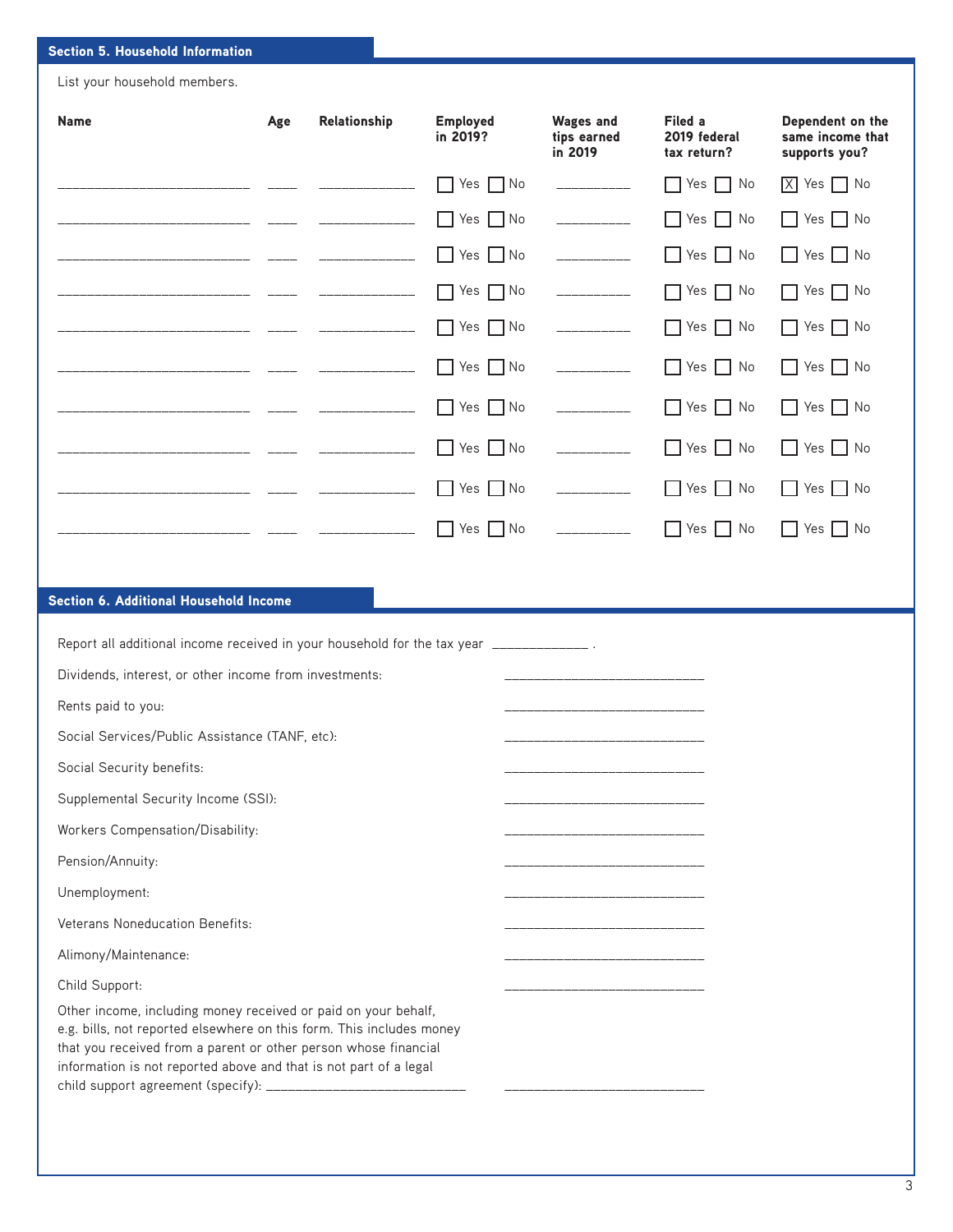## Section 5. Household Information

List your household members.

| Name | Age | Relationship | Employed in 2019? | Wages and tips earned in 2019 | Filed a 2019 federal tax return? | Dependent on the same income that supports you? |
|---|---|---|---|---|---|---|
| ____________________ | ____ | ____________ | ☐ Yes ☐ No | __________ | ☐ Yes ☐ No | ☒ Yes ☐ No |
| ____________________ | ____ | ____________ | ☐ Yes ☐ No | __________ | ☐ Yes ☐ No | ☐ Yes ☐ No |
| ____________________ | ____ | ____________ | ☐ Yes ☐ No | __________ | ☐ Yes ☐ No | ☐ Yes ☐ No |
| ____________________ | ____ | ____________ | ☐ Yes ☐ No | __________ | ☐ Yes ☐ No | ☐ Yes ☐ No |
| ____________________ | ____ | ____________ | ☐ Yes ☐ No | __________ | ☐ Yes ☐ No | ☐ Yes ☐ No |
| ____________________ | ____ | ____________ | ☐ Yes ☐ No | __________ | ☐ Yes ☐ No | ☐ Yes ☐ No |
| ____________________ | ____ | ____________ | ☐ Yes ☐ No | __________ | ☐ Yes ☐ No | ☐ Yes ☐ No |
| ____________________ | ____ | ____________ | ☐ Yes ☐ No | __________ | ☐ Yes ☐ No | ☐ Yes ☐ No |
| ____________________ | ____ | ____________ | ☐ Yes ☐ No | __________ | ☐ Yes ☐ No | ☐ Yes ☐ No |
| ____________________ | ____ | ____________ | ☐ Yes ☐ No | __________ | ☐ Yes ☐ No | ☐ Yes ☐ No |

## Section 6. Additional Household Income

Report all additional income received in your household for the tax year ____________ .

Dividends, interest, or other income from investments: ________________________

Rents paid to you: ________________________

Social Services/Public Assistance (TANF, etc): ________________________

Social Security benefits: ________________________

Supplemental Security Income (SSI): ________________________

Workers Compensation/Disability: ________________________

Pension/Annuity: ________________________

Unemployment: ________________________

Veterans Noneducation Benefits: ________________________

Alimony/Maintenance: ________________________

Child Support: ________________________

Other income, including money received or paid on your behalf, e.g. bills, not reported elsewhere on this form. This includes money that you received from a parent or other person whose financial information is not reported above and that is not part of a legal child support agreement (specify): ________________________ ________________________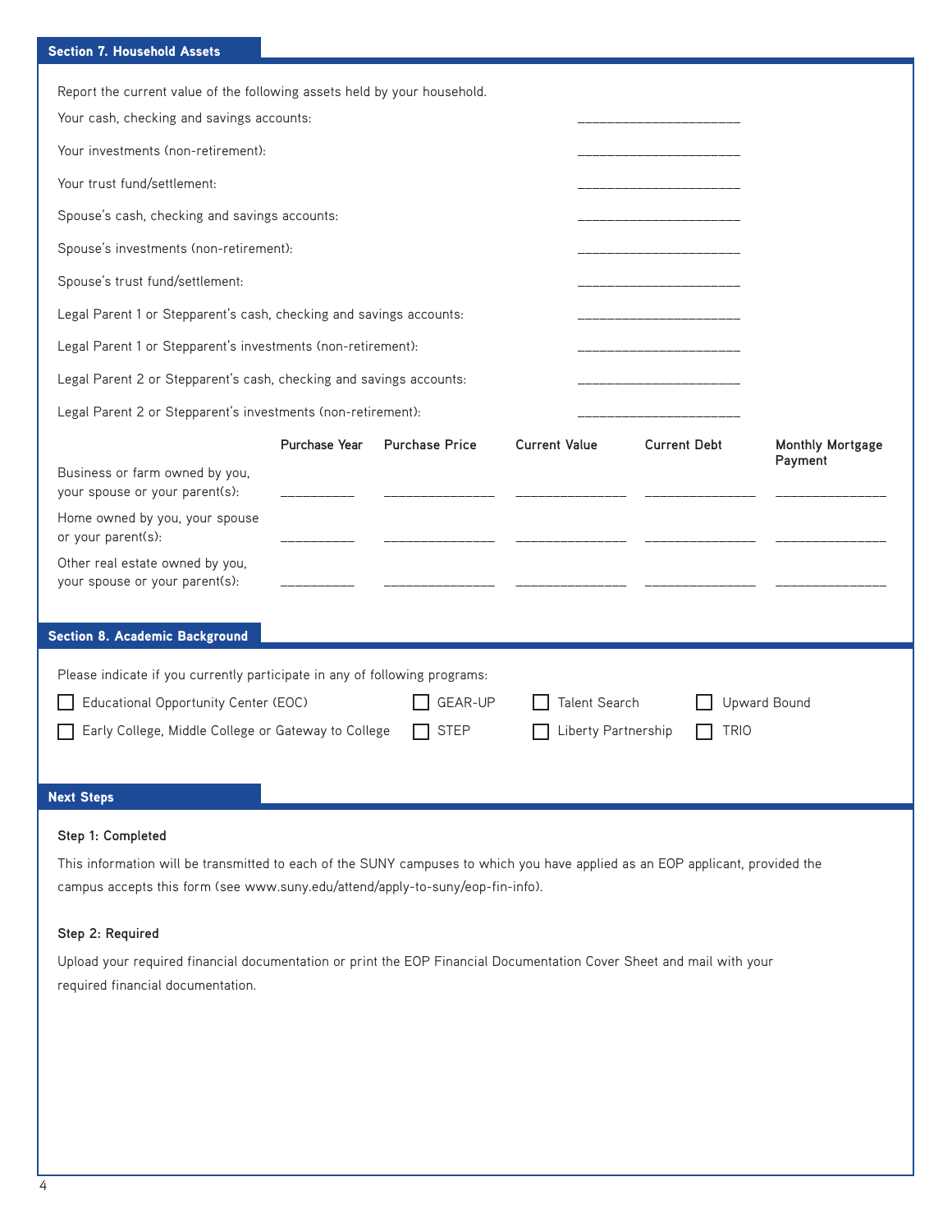## Section 7. Household Assets

Report the current value of the following assets held by your household.

Your cash, checking and savings accounts: ____________________

Your investments (non-retirement): ____________________

Your trust fund/settlement: ____________________

Spouse's cash, checking and savings accounts: ____________________

Spouse's investments (non-retirement): ____________________

Spouse's trust fund/settlement: ____________________

Legal Parent 1 or Stepparent's cash, checking and savings accounts: ____________________

Legal Parent 1 or Stepparent's investments (non-retirement): ____________________

Legal Parent 2 or Stepparent's cash, checking and savings accounts: ____________________

Legal Parent 2 or Stepparent's investments (non-retirement): ____________________

| | Purchase Year | Purchase Price | Current Value | Current Debt | Monthly Mortgage Payment |
|---|---|---|---|---|---|
| Business or farm owned by you, your spouse or your parent(s): | __________ | ______________ | ______________ | ______________ | ______________ |
| Home owned by you, your spouse or your parent(s): | __________ | ______________ | ______________ | ______________ | ______________ |
| Other real estate owned by you, your spouse or your parent(s): | __________ | ______________ | ______________ | ______________ | ______________ |

## Section 8. Academic Background

Please indicate if you currently participate in any of following programs:

- ☐ Educational Opportunity Center (EOC)
- ☐ GEAR-UP
- ☐ Talent Search
- ☐ Upward Bound
- ☐ Early College, Middle College or Gateway to College
- ☐ STEP
- ☐ Liberty Partnership
- ☐ TRIO

## Next Steps

**Step 1: Completed**

This information will be transmitted to each of the SUNY campuses to which you have applied as an EOP applicant, provided the campus accepts this form (see www.suny.edu/attend/apply-to-suny/eop-fin-info).

**Step 2: Required**

Upload your required financial documentation or print the EOP Financial Documentation Cover Sheet and mail with your required financial documentation.